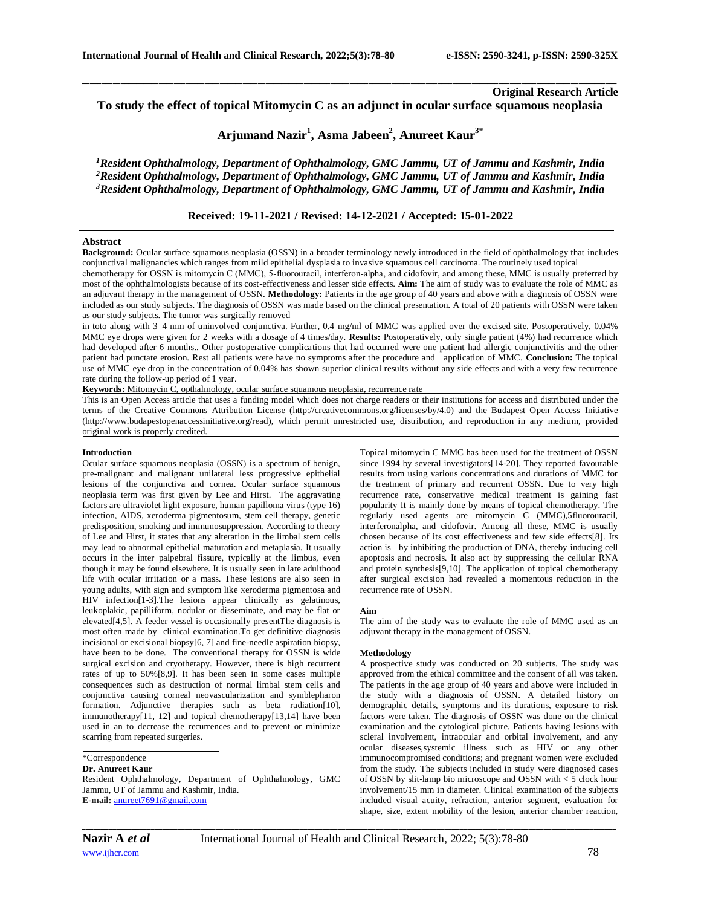**Original Research Article**

# To study the effect of topical Mitomycin C as an adjunct in ocular surface squamous neoplasia

**Arjumand Nazir[1], Asma Jabeen[2], Anureet Kaur[3*]**

*[1]Resident Ophthalmology, Department of Ophthalmology, GMC Jammu, UT of Jammu and Kashmir, India*
*[2]Resident Ophthalmology, Department of Ophthalmology, GMC Jammu, UT of Jammu and Kashmir, India*
*[3]Resident Ophthalmology, Department of Ophthalmology, GMC Jammu, UT of Jammu and Kashmir, India*

**Received: 19-11-2021 / Revised: 14-12-2021 / Accepted: 15-01-2022**

## Abstract

**Background:** Ocular surface squamous neoplasia (OSSN) in a broader terminology newly introduced in the field of ophthalmology that includes conjunctival malignancies which ranges from mild epithelial dysplasia to invasive squamous cell carcinoma. The routinely used topical chemotherapy for OSSN is mitomycin C (MMC), 5-fluorouracil, interferon-alpha, and cidofovir, and among these, MMC is usually preferred by most of the ophthalmologists because of its cost-effectiveness and lesser side effects. **Aim:** The aim of study was to evaluate the role of MMC as an adjuvant therapy in the management of OSSN. **Methodology:** Patients in the age group of 40 years and above with a diagnosis of OSSN were included as our study subjects. The diagnosis of OSSN was made based on the clinical presentation. A total of 20 patients with OSSN were taken as our study subjects. The tumor was surgically removed in toto along with 3–4 mm of uninvolved conjunctiva. Further, 0.4 mg/ml of MMC was applied over the excised site. Postoperatively, 0.04% MMC eye drops were given for 2 weeks with a dosage of 4 times/day. **Results:** Postoperatively, only single patient (4%) had recurrence which had developed after 6 months.. Other postoperative complications that had occurred were one patient had allergic conjunctivitis and the other patient had punctate erosion. Rest all patients were have no symptoms after the procedure and application of MMC. **Conclusion:** The topical use of MMC eye drop in the concentration of 0.04% has shown superior clinical results without any side effects and with a very few recurrence rate during the follow-up period of 1 year.

**Keywords:** Mitomycin C, opthalmology, ocular surface squamous neoplasia, recurrence rate

This is an Open Access article that uses a funding model which does not charge readers or their institutions for access and distributed under the terms of the Creative Commons Attribution License (http://creativecommons.org/licenses/by/4.0) and the Budapest Open Access Initiative (http://www.budapestopenaccessinitiative.org/read), which permit unrestricted use, distribution, and reproduction in any medium, provided original work is properly credited.

## Introduction

Ocular surface squamous neoplasia (OSSN) is a spectrum of benign, pre-malignant and malignant unilateral less progressive epithelial lesions of the conjunctiva and cornea. Ocular surface squamous neoplasia term was first given by Lee and Hirst. The aggravating factors are ultraviolet light exposure, human papilloma virus (type 16) infection, AIDS, xeroderma pigmentosum, stem cell therapy, genetic predisposition, smoking and immunosuppression. According to theory of Lee and Hirst, it states that any alteration in the limbal stem cells may lead to abnormal epithelial maturation and metaplasia. It usually occurs in the inter palpebral fissure, typically at the limbus, even though it may be found elsewhere. It is usually seen in late adulthood life with ocular irritation or a mass. These lesions are also seen in young adults, with sign and symptom like xeroderma pigmentosa and HIV infection[1-3].The lesions appear clinically as gelatinous, leukoplakic, papilliform, nodular or disseminate, and may be flat or elevated[4,5]. A feeder vessel is occasionally presentThe diagnosis is most often made by clinical examination.To get definitive diagnosis incisional or excisional biopsy[6, 7] and fine-needle aspiration biopsy, have been to be done. The conventional therapy for OSSN is wide surgical excision and cryotherapy. However, there is high recurrent rates of up to 50%[8,9]. It has been seen in some cases multiple consequences such as destruction of normal limbal stem cells and conjunctiva causing corneal neovascularization and symblepharon formation. Adjunctive therapies such as beta radiation[10], immunotherapy[11, 12] and topical chemotherapy[13,14] have been used in an to decrease the recurrences and to prevent or minimize scarring from repeated surgeries.

\*Correspondence
**Dr. Anureet Kaur**
Resident Ophthalmology, Department of Ophthalmology, GMC Jammu, UT of Jammu and Kashmir, India.
**E-mail:** anureet7691@gmail.com

Topical mitomycin C MMC has been used for the treatment of OSSN since 1994 by several investigators[14-20]. They reported favourable results from using various concentrations and durations of MMC for the treatment of primary and recurrent OSSN. Due to very high recurrence rate, conservative medical treatment is gaining fast popularity It is mainly done by means of topical chemotherapy. The regularly used agents are mitomycin C (MMC),5fluorouracil, interferonalpha, and cidofovir. Among all these, MMC is usually chosen because of its cost effectiveness and few side effects[8]. Its action is by inhibiting the production of DNA, thereby inducing cell apoptosis and necrosis. It also act by suppressing the cellular RNA and protein synthesis[9,10]. The application of topical chemotherapy after surgical excision had revealed a momentous reduction in the recurrence rate of OSSN.

## Aim

The aim of the study was to evaluate the role of MMC used as an adjuvant therapy in the management of OSSN.

## Methodology

A prospective study was conducted on 20 subjects. The study was approved from the ethical committee and the consent of all was taken. The patients in the age group of 40 years and above were included in the study with a diagnosis of OSSN. A detailed history on demographic details, symptoms and its durations, exposure to risk factors were taken. The diagnosis of OSSN was done on the clinical examination and the cytological picture. Patients having lesions with scleral involvement, intraocular and orbital involvement, and any ocular diseases,systemic illness such as HIV or any other immunocompromised conditions; and pregnant women were excluded from the study. The subjects included in study were diagnosed cases of OSSN by slit-lamp bio microscope and OSSN with < 5 clock hour involvement/15 mm in diameter. Clinical examination of the subjects included visual acuity, refraction, anterior segment, evaluation for shape, size, extent mobility of the lesion, anterior chamber reaction,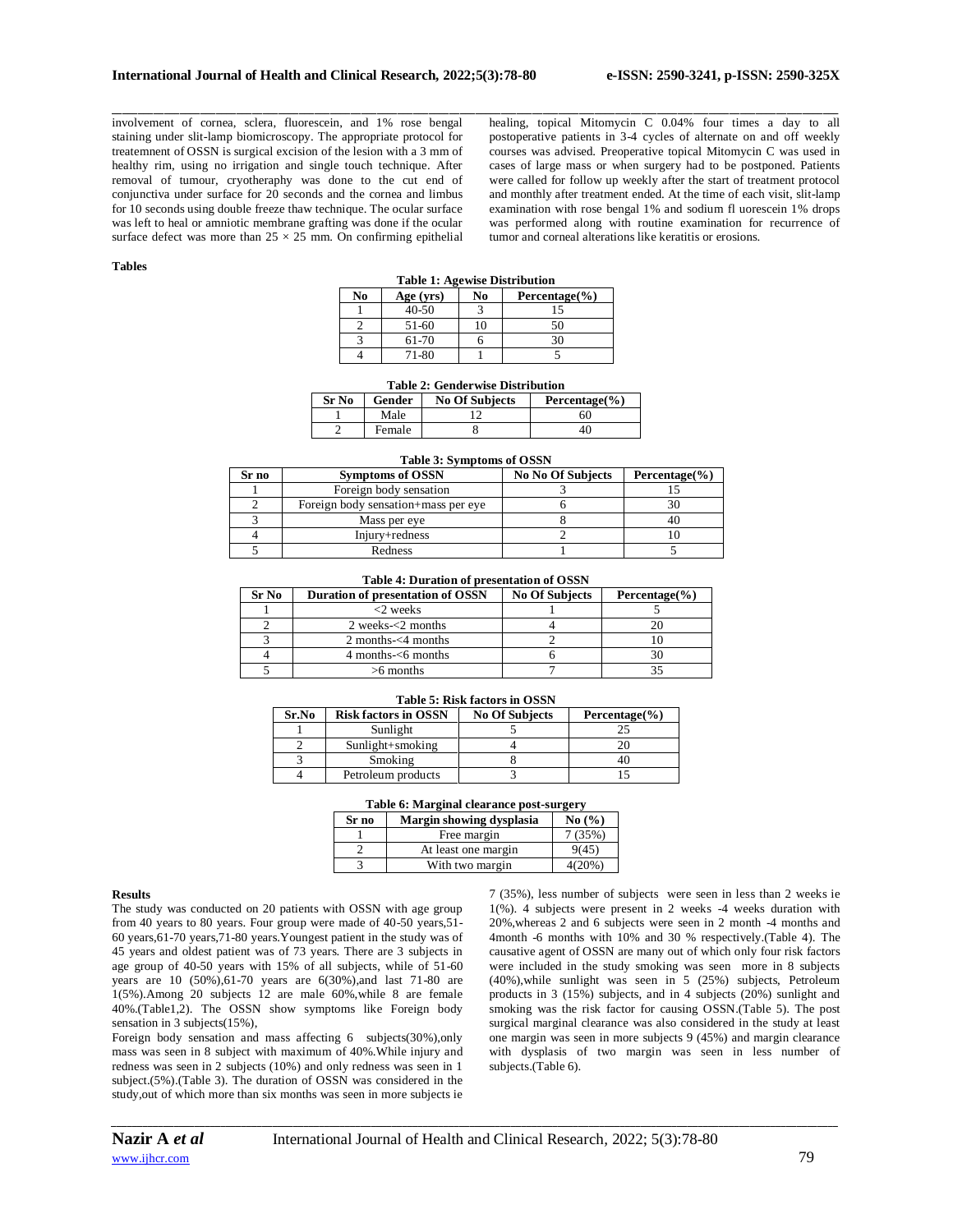involvement of cornea, sclera, fluorescein, and 1% rose bengal staining under slit-lamp biomicroscopy. The appropriate protocol for treatemnent of OSSN is surgical excision of the lesion with a 3 mm of healthy rim, using no irrigation and single touch technique. After removal of tumour, cryotheraphy was done to the cut end of conjunctiva under surface for 20 seconds and the cornea and limbus for 10 seconds using double freeze thaw technique. The ocular surface was left to heal or amniotic membrane grafting was done if the ocular surface defect was more than 25 × 25 mm. On confirming epithelial healing, topical Mitomycin C 0.04% four times a day to all postoperative patients in 3-4 cycles of alternate on and off weekly courses was advised. Preoperative topical Mitomycin C was used in cases of large mass or when surgery had to be postponed. Patients were called for follow up weekly after the start of treatment protocol and monthly after treatment ended. At the time of each visit, slit-lamp examination with rose bengal 1% and sodium fl uorescein 1% drops was performed along with routine examination for recurrence of tumor and corneal alterations like keratitis or erosions.

**Tables**

**Table 1: Agewise Distribution**

| No | Age (yrs) | No | Percentage(%) |
|---|---|---|---|
| 1 | 40-50 | 3 | 15 |
| 2 | 51-60 | 10 | 50 |
| 3 | 61-70 | 6 | 30 |
| 4 | 71-80 | 1 | 5 |

**Table 2: Genderwise Distribution**

| Sr No | Gender | No Of Subjects | Percentage(%) |
|---|---|---|---|
| 1 | Male | 12 | 60 |
| 2 | Female | 8 | 40 |

**Table 3: Symptoms of OSSN**

| Sr no | Symptoms of OSSN | No No Of Subjects | Percentage(%) |
|---|---|---|---|
| 1 | Foreign body sensation | 3 | 15 |
| 2 | Foreign body sensation+mass per eye | 6 | 30 |
| 3 | Mass per eye | 8 | 40 |
| 4 | Injury+redness | 2 | 10 |
| 5 | Redness | 1 | 5 |

**Table 4: Duration of presentation of OSSN**

| Sr No | Duration of presentation of OSSN | No Of Subjects | Percentage(%) |
|---|---|---|---|
| 1 | <2 weeks | 1 | 5 |
| 2 | 2 weeks-<2 months | 4 | 20 |
| 3 | 2 months-<4 months | 2 | 10 |
| 4 | 4 months-<6 months | 6 | 30 |
| 5 | >6 months | 7 | 35 |

**Table 5: Risk factors in OSSN**

| Sr.No | Risk factors in OSSN | No Of Subjects | Percentage(%) |
|---|---|---|---|
| 1 | Sunlight | 5 | 25 |
| 2 | Sunlight+smoking | 4 | 20 |
| 3 | Smoking | 8 | 40 |
| 4 | Petroleum products | 3 | 15 |

**Table 6: Marginal clearance post-surgery**

| Sr no | Margin showing dysplasia | No (%) |
|---|---|---|
| 1 | Free margin | 7 (35%) |
| 2 | At least one margin | 9(45) |
| 3 | With two margin | 4(20%) |

**Results**

The study was conducted on 20 patients with OSSN with age group from 40 years to 80 years. Four group were made of 40-50 years,51-60 years,61-70 years,71-80 years.Youngest patient in the study was of 45 years and oldest patient was of 73 years. There are 3 subjects in age group of 40-50 years with 15% of all subjects, while of 51-60 years are 10 (50%),61-70 years are 6(30%),and last 71-80 are 1(5%).Among 20 subjects 12 are male 60%,while 8 are female 40%.(Table1,2). The OSSN show symptoms like Foreign body sensation in 3 subjects(15%),

Foreign body sensation and mass affecting 6 subjects(30%),only mass was seen in 8 subject with maximum of 40%.While injury and redness was seen in 2 subjects (10%) and only redness was seen in 1 subject.(5%).(Table 3). The duration of OSSN was considered in the study,out of which more than six months was seen in more subjects ie 7 (35%), less number of subjects were seen in less than 2 weeks ie 1(%). 4 subjects were present in 2 weeks -4 weeks duration with 20%,whereas 2 and 6 subjects were seen in 2 month -4 months and 4month -6 months with 10% and 30 % respectively.(Table 4). The causative agent of OSSN are many out of which only four risk factors were included in the study smoking was seen more in 8 subjects (40%),while sunlight was seen in 5 (25%) subjects, Petroleum products in 3 (15%) subjects, and in 4 subjects (20%) sunlight and smoking was the risk factor for causing OSSN.(Table 5). The post surgical marginal clearance was also considered in the study at least one margin was seen in more subjects 9 (45%) and margin clearance with dysplasis of two margin was seen in less number of subjects.(Table 6).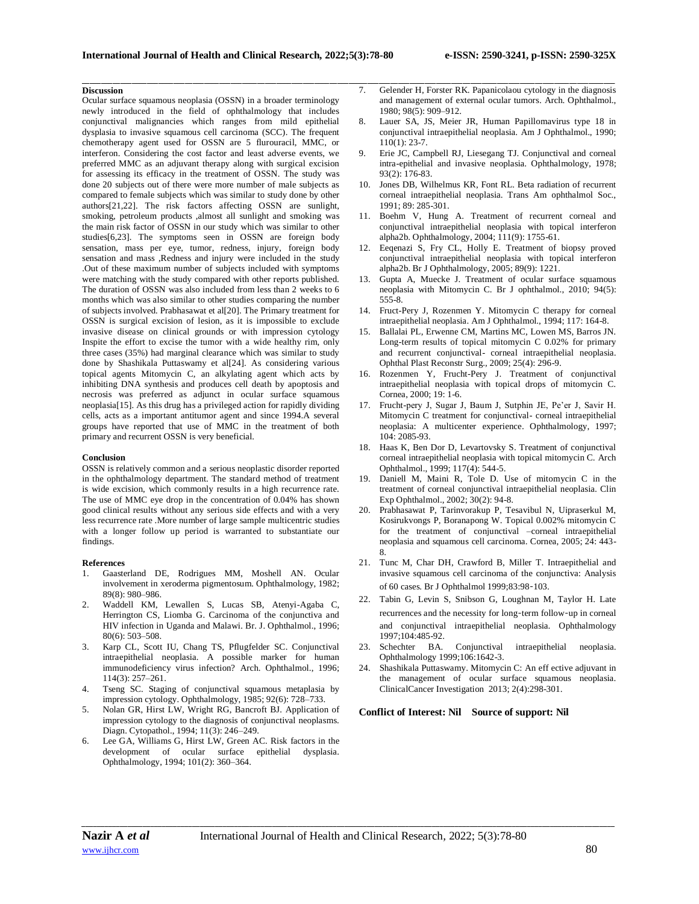## Discussion

Ocular surface squamous neoplasia (OSSN) in a broader terminology newly introduced in the field of ophthalmology that includes conjunctival malignancies which ranges from mild epithelial dysplasia to invasive squamous cell carcinoma (SCC). The frequent chemotherapy agent used for OSSN are 5 flurouracil, MMC, or interferon. Considering the cost factor and least adverse events, we preferred MMC as an adjuvant therapy along with surgical excision for assessing its efficacy in the treatment of OSSN. The study was done 20 subjects out of there were more number of male subjects as compared to female subjects which was similar to study done by other authors[21,22]. The risk factors affecting OSSN are sunlight, smoking, petroleum products ,almost all sunlight and smoking was the main risk factor of OSSN in our study which was similar to other studies[6,23]. The symptoms seen in OSSN are foreign body sensation, mass per eye, tumor, redness, injury, foreign body sensation and mass ,Redness and injury were included in the study .Out of these maximum number of subjects included with symptoms were matching with the study compared with other reports published. The duration of OSSN was also included from less than 2 weeks to 6 months which was also similar to other studies comparing the number of subjects involved. Prabhasawat et al[20]. The Primary treatment for OSSN is surgical excision of lesion, as it is impossible to exclude invasive disease on clinical grounds or with impression cytology Inspite the effort to excise the tumor with a wide healthy rim, only three cases (35%) had marginal clearance which was similar to study done by Shashikala Puttaswamy et al[24]. As considering various topical agents Mitomycin C, an alkylating agent which acts by inhibiting DNA synthesis and produces cell death by apoptosis and necrosis was preferred as adjunct in ocular surface squamous neoplasia[15]. As this drug has a privileged action for rapidly dividing cells, acts as a important antitumor agent and since 1994.A several groups have reported that use of MMC in the treatment of both primary and recurrent OSSN is very beneficial.

## Conclusion

OSSN is relatively common and a serious neoplastic disorder reported in the ophthalmology department. The standard method of treatment is wide excision, which commonly results in a high recurrence rate. The use of MMC eye drop in the concentration of 0.04% has shown good clinical results without any serious side effects and with a very less recurrence rate .More number of large sample multicentric studies with a longer follow up period is warranted to substantiate our findings.

## References

1. Gaasterland DE, Rodrigues MM, Moshell AN. Ocular involvement in xeroderma pigmentosum. Ophthalmology, 1982; 89(8): 980–986.
2. Waddell KM, Lewallen S, Lucas SB, Atenyi-Agaba C, Herrington CS, Liomba G. Carcinoma of the conjunctiva and HIV infection in Uganda and Malawi. Br. J. Ophthalmol., 1996; 80(6): 503–508.
3. Karp CL, Scott IU, Chang TS, Pflugfelder SC. Conjunctival intraepithelial neoplasia. A possible marker for human immunodeficiency virus infection? Arch. Ophthalmol., 1996; 114(3): 257–261.
4. Tseng SC. Staging of conjunctival squamous metaplasia by impression cytology. Ophthalmology, 1985; 92(6): 728–733.
5. Nolan GR, Hirst LW, Wright RG, Bancroft BJ. Application of impression cytology to the diagnosis of conjunctival neoplasms. Diagn. Cytopathol., 1994; 11(3): 246–249.
6. Lee GA, Williams G, Hirst LW, Green AC. Risk factors in the development of ocular surface epithelial dysplasia. Ophthalmology, 1994; 101(2): 360–364.
7. Gelender H, Forster RK. Papanicolaou cytology in the diagnosis and management of external ocular tumors. Arch. Ophthalmol., 1980; 98(5): 909–912.
8. Lauer SA, JS, Meier JR, Human Papillomavirus type 18 in conjunctival intraepithelial neoplasia. Am J Ophthalmol., 1990; 110(1): 23-7.
9. Erie JC, Campbell RJ, Liesegang TJ. Conjunctival and corneal intra-epithelial and invasive neoplasia. Ophthalmology, 1978; 93(2): 176-83.
10. Jones DB, Wilhelmus KR, Font RL. Beta radiation of recurrent corneal intraepithelial neoplasia. Trans Am ophthalmol Soc., 1991; 89: 285-301.
11. Boehm V, Hung A. Treatment of recurrent corneal and conjunctival intraepithelial neoplasia with topical interferon alpha2b. Ophthalmology, 2004; 111(9): 1755-61.
12. Eeqenazi S, Fry CL, Holly E. Treatment of biopsy proved conjunctival intraepithelial neoplasia with topical interferon alpha2b. Br J Ophthalmology, 2005; 89(9): 1221.
13. Gupta A, Muecke J. Treatment of ocular surface squamous neoplasia with Mitomycin C. Br J ophthalmol., 2010; 94(5): 555-8.
14. Fruct-Pery J, Rozenmen Y. Mitomycin C therapy for corneal intraepithelial neoplasia. Am J Ophthalmol., 1994; 117: 164-8.
15. Ballalai PL, Erwenne CM, Martins MC, Lowen MS, Barros JN. Long-term results of topical mitomycin C 0.02% for primary and recurrent conjunctival- corneal intraepithelial neoplasia. Ophthal Plast Reconstr Surg., 2009; 25(4): 296-9.
16. Rozenmen Y, Frucht-Pery J. Treatment of conjunctival intraepithelial neoplasia with topical drops of mitomycin C. Cornea, 2000; 19: 1-6.
17. Frucht-pery J, Sugar J, Baum J, Sutphin JE, Pe'er J, Savir H. Mitomycin C treatment for conjunctival- corneal intraepithelial neoplasia: A multicenter experience. Ophthalmology, 1997; 104: 2085-93.
18. Haas K, Ben Dor D, Levartovsky S. Treatment of conjunctival corneal intraepithelial neoplasia with topical mitomycin C. Arch Ophthalmol., 1999; 117(4): 544-5.
19. Daniell M, Maini R, Tole D. Use of mitomycin C in the treatment of corneal conjunctival intraepithelial neoplasia. Clin Exp Ophthalmol., 2002; 30(2): 94-8.
20. Prabhasawat P, Tarinvorakup P, Tesavibul N, Uipraserkul M, Kosirukvongs P, Boranapong W. Topical 0.002% mitomycin C for the treatment of conjunctival –corneal intraepithelial neoplasia and squamous cell carcinoma. Cornea, 2005; 24: 443-8.
21. Tunc M, Char DH, Crawford B, Miller T. Intraepithelial and invasive squamous cell carcinoma of the conjunctiva: Analysis of 60 cases. Br J Ophthalmol 1999;83:98‑103.
22. Tabin G, Levin S, Snibson G, Loughnan M, Taylor H. Late recurrences and the necessity for long‑term follow‑up in corneal and conjunctival intraepithelial neoplasia. Ophthalmology 1997;104:485-92.
23. Schechter BA. Conjunctival intraepithelial neoplasia. Ophthalmology 1999;106:1642-3.
24. Shashikala Puttaswamy. Mitomycin C: An eff ective adjuvant in the management of ocular surface squamous neoplasia. ClinicalCancer Investigation 2013; 2(4):298-301.

**Conflict of Interest: Nil Source of support: Nil**